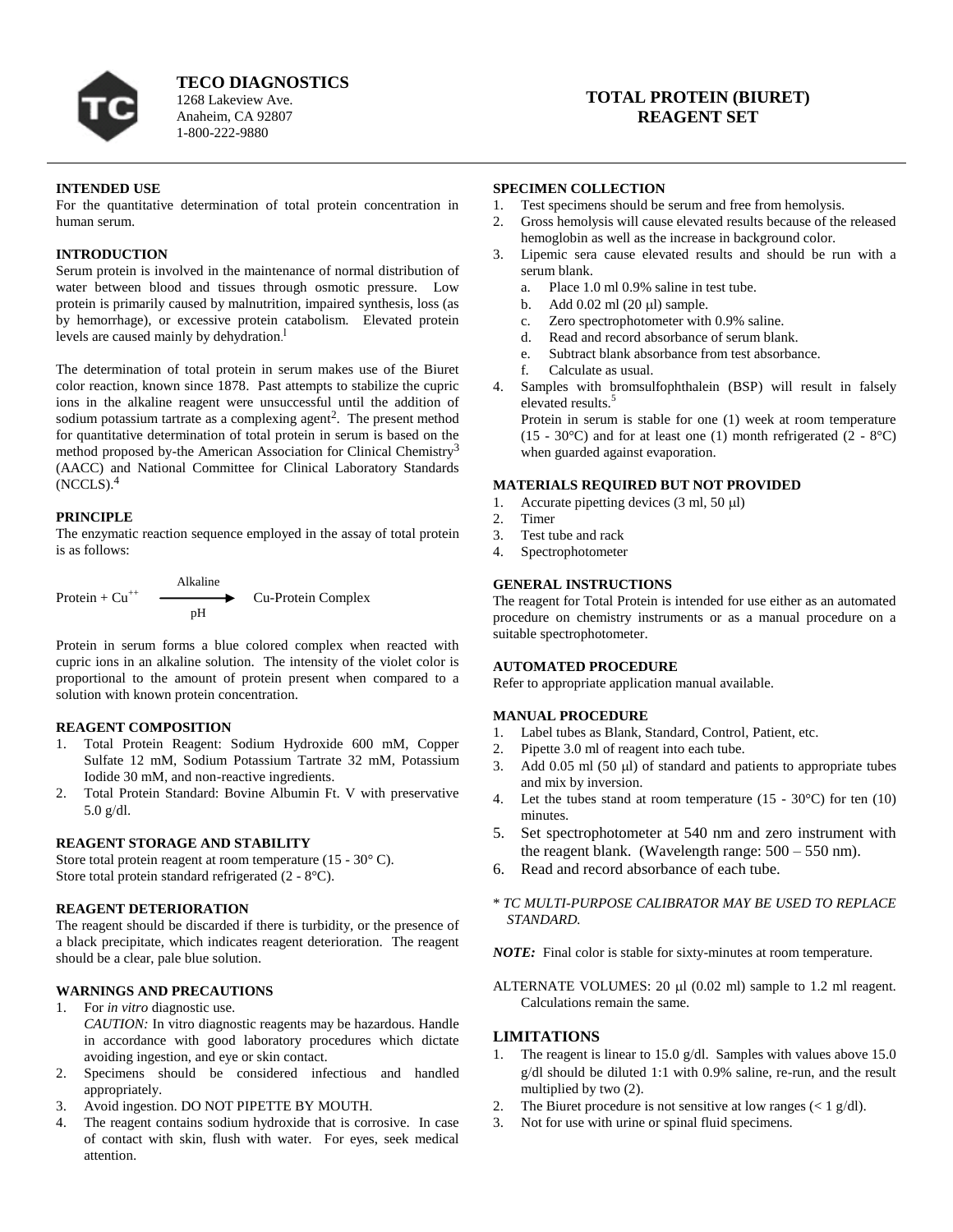**TECO DIAGNOSTICS**
1268 Lakeview Ave.
Anaheim, CA 92807
1-800-222-9880

# TOTAL PROTEIN (BIURET) REAGENT SET

## INTENDED USE

For the quantitative determination of total protein concentration in human serum.

## INTRODUCTION

Serum protein is involved in the maintenance of normal distribution of water between blood and tissues through osmotic pressure. Low protein is primarily caused by malnutrition, impaired synthesis, loss (as by hemorrhage), or excessive protein catabolism. Elevated protein levels are caused mainly by dehydration.[1]

The determination of total protein in serum makes use of the Biuret color reaction, known since 1878. Past attempts to stabilize the cupric ions in the alkaline reagent were unsuccessful until the addition of sodium potassium tartrate as a complexing agent[2]. The present method for quantitative determination of total protein in serum is based on the method proposed by-the American Association for Clinical Chemistry[3] (AACC) and National Committee for Clinical Laboratory Standards (NCCLS).[4]

## PRINCIPLE

The enzymatic reaction sequence employed in the assay of total protein is as follows:

$$\text{Protein} + Cu^{++} \xrightarrow[\text{pH}]{\text{Alkaline}} \text{Cu-Protein Complex}$$

Protein in serum forms a blue colored complex when reacted with cupric ions in an alkaline solution. The intensity of the violet color is proportional to the amount of protein present when compared to a solution with known protein concentration.

## REAGENT COMPOSITION

1. Total Protein Reagent: Sodium Hydroxide 600 mM, Copper Sulfate 12 mM, Sodium Potassium Tartrate 32 mM, Potassium Iodide 30 mM, and non-reactive ingredients.
2. Total Protein Standard: Bovine Albumin Ft. V with preservative 5.0 g/dl.

## REAGENT STORAGE AND STABILITY

Store total protein reagent at room temperature (15 - 30° C).
Store total protein standard refrigerated (2 - 8°C).

## REAGENT DETERIORATION

The reagent should be discarded if there is turbidity, or the presence of a black precipitate, which indicates reagent deterioration. The reagent should be a clear, pale blue solution.

## WARNINGS AND PRECAUTIONS

1. For *in vitro* diagnostic use.
   *CAUTION:* In vitro diagnostic reagents may be hazardous. Handle in accordance with good laboratory procedures which dictate avoiding ingestion, and eye or skin contact.
2. Specimens should be considered infectious and handled appropriately.
3. Avoid ingestion. DO NOT PIPETTE BY MOUTH.
4. The reagent contains sodium hydroxide that is corrosive. In case of contact with skin, flush with water. For eyes, seek medical attention.

## SPECIMEN COLLECTION

1. Test specimens should be serum and free from hemolysis.
2. Gross hemolysis will cause elevated results because of the released hemoglobin as well as the increase in background color.
3. Lipemic sera cause elevated results and should be run with a serum blank.
   a. Place 1.0 ml 0.9% saline in test tube.
   b. Add 0.02 ml (20 μl) sample.
   c. Zero spectrophotometer with 0.9% saline.
   d. Read and record absorbance of serum blank.
   e. Subtract blank absorbance from test absorbance.
   f. Calculate as usual.
4. Samples with bromsulfophthalein (BSP) will result in falsely elevated results.[5]
   Protein in serum is stable for one (1) week at room temperature (15 - 30°C) and for at least one (1) month refrigerated (2 - 8°C) when guarded against evaporation.

## MATERIALS REQUIRED BUT NOT PROVIDED

1. Accurate pipetting devices (3 ml, 50 μl)
2. Timer
3. Test tube and rack
4. Spectrophotometer

## GENERAL INSTRUCTIONS

The reagent for Total Protein is intended for use either as an automated procedure on chemistry instruments or as a manual procedure on a suitable spectrophotometer.

## AUTOMATED PROCEDURE

Refer to appropriate application manual available.

## MANUAL PROCEDURE

1. Label tubes as Blank, Standard, Control, Patient, etc.
2. Pipette 3.0 ml of reagent into each tube.
3. Add 0.05 ml (50 μl) of standard and patients to appropriate tubes and mix by inversion.
4. Let the tubes stand at room temperature (15 - 30°C) for ten (10) minutes.
5. Set spectrophotometer at 540 nm and zero instrument with the reagent blank. (Wavelength range: 500 – 550 nm).
6. Read and record absorbance of each tube.

\* *TC MULTI-PURPOSE CALIBRATOR MAY BE USED TO REPLACE STANDARD.*

***NOTE:*** Final color is stable for sixty-minutes at room temperature.

ALTERNATE VOLUMES: 20 μl (0.02 ml) sample to 1.2 ml reagent. Calculations remain the same.

## LIMITATIONS

1. The reagent is linear to 15.0 g/dl. Samples with values above 15.0 g/dl should be diluted 1:1 with 0.9% saline, re-run, and the result multiplied by two (2).
2. The Biuret procedure is not sensitive at low ranges (< 1 g/dl).
3. Not for use with urine or spinal fluid specimens.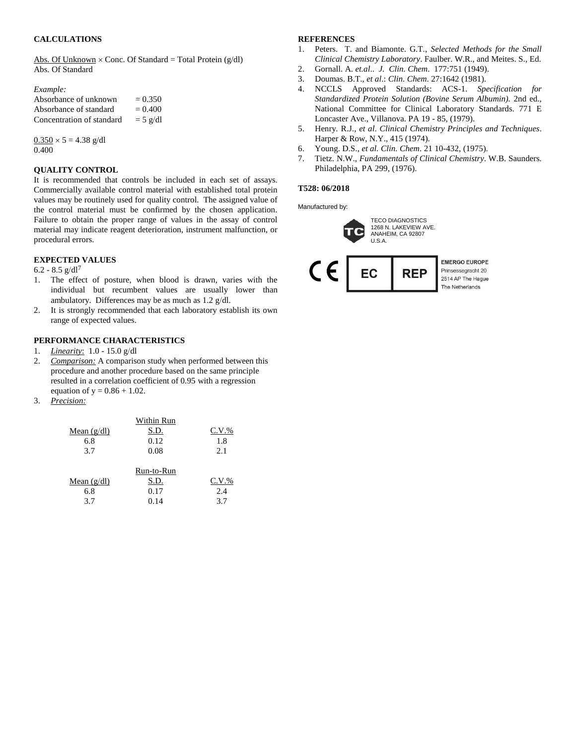## CALCULATIONS

$$\frac{\text{Abs. Of Unknown}}{\text{Abs. Of Standard}} \times \text{Conc. Of Standard} = \text{Total Protein (g/dl)}$$

*Example:*

Absorbance of unknown = 0.350
Absorbance of standard = 0.400
Concentration of standard = 5 g/dl

$$\frac{0.350}{0.400} \times 5 = 4.38 \text{ g/dl}$$

## QUALITY CONTROL

It is recommended that controls be included in each set of assays. Commercially available control material with established total protein values may be routinely used for quality control. The assigned value of the control material must be confirmed by the chosen application. Failure to obtain the proper range of values in the assay of control material may indicate reagent deterioration, instrument malfunction, or procedural errors.

## EXPECTED VALUES

6.2 - 8.5 g/dl[7]

1. The effect of posture, when blood is drawn, varies with the individual but recumbent values are usually lower than ambulatory. Differences may be as much as 1.2 g/dl.
2. It is strongly recommended that each laboratory establish its own range of expected values.

## PERFORMANCE CHARACTERISTICS

1. *Linearity*: 1.0 - 15.0 g/dl
2. *Comparison:* A comparison study when performed between this procedure and another procedure based on the same principle resulted in a correlation coefficient of 0.95 with a regression equation of y = 0.86 + 1.02.
3. *Precision:*

| | Within Run | |
|---|---|---|
| Mean (g/dl) | S.D. | C.V.% |
| 6.8 | 0.12 | 1.8 |
| 3.7 | 0.08 | 2.1 |

| | Run-to-Run | |
|---|---|---|
| Mean (g/dl) | S.D. | C.V.% |
| 6.8 | 0.17 | 2.4 |
| 3.7 | 0.14 | 3.7 |

## REFERENCES

1. Peters. T. and Biamonte. G.T., *Selected Methods for the Small Clinical Chemistry Laboratory*. Faulber. W.R., and Meites. S., Ed.
2. Gornall. A. *et.al.. J. Clin. Chem*. 177:751 (1949).
3. Doumas. B.T., *et al*.: *Clin. Chem*. 27:1642 (1981).
4. NCCLS Approved Standards: ACS-1. *Specification for Standardized Protein Solution (Bovine Serum Albumin).* 2nd ed., National Committee for Clinical Laboratory Standards. 771 E Loncaster Ave., Villanova. PA 19 - 85, (1979).
5. Henry. R.J., *et al*. *Clinical Chemistry Principles and Techniques*. Harper & Row, N.Y., 415 (1974).
6. Young. D.S., *et al. Clin. Chem*. 21 10-432, (1975).
7. Tietz. N.W., *Fundamentals of Clinical Chemistry*. W.B. Saunders. Philadelphia, PA 299, (1976).

**T528: 06/2018**

Manufactured by:

TECO DIAGNOSTICS
1268 N. LAKEVIEW AVE.
ANAHEIM, CA 92807
U.S.A.

EC REP

**EMERGO EUROPE**
Prinsessegracht 20
2514 AP The Hague
The Netherlands